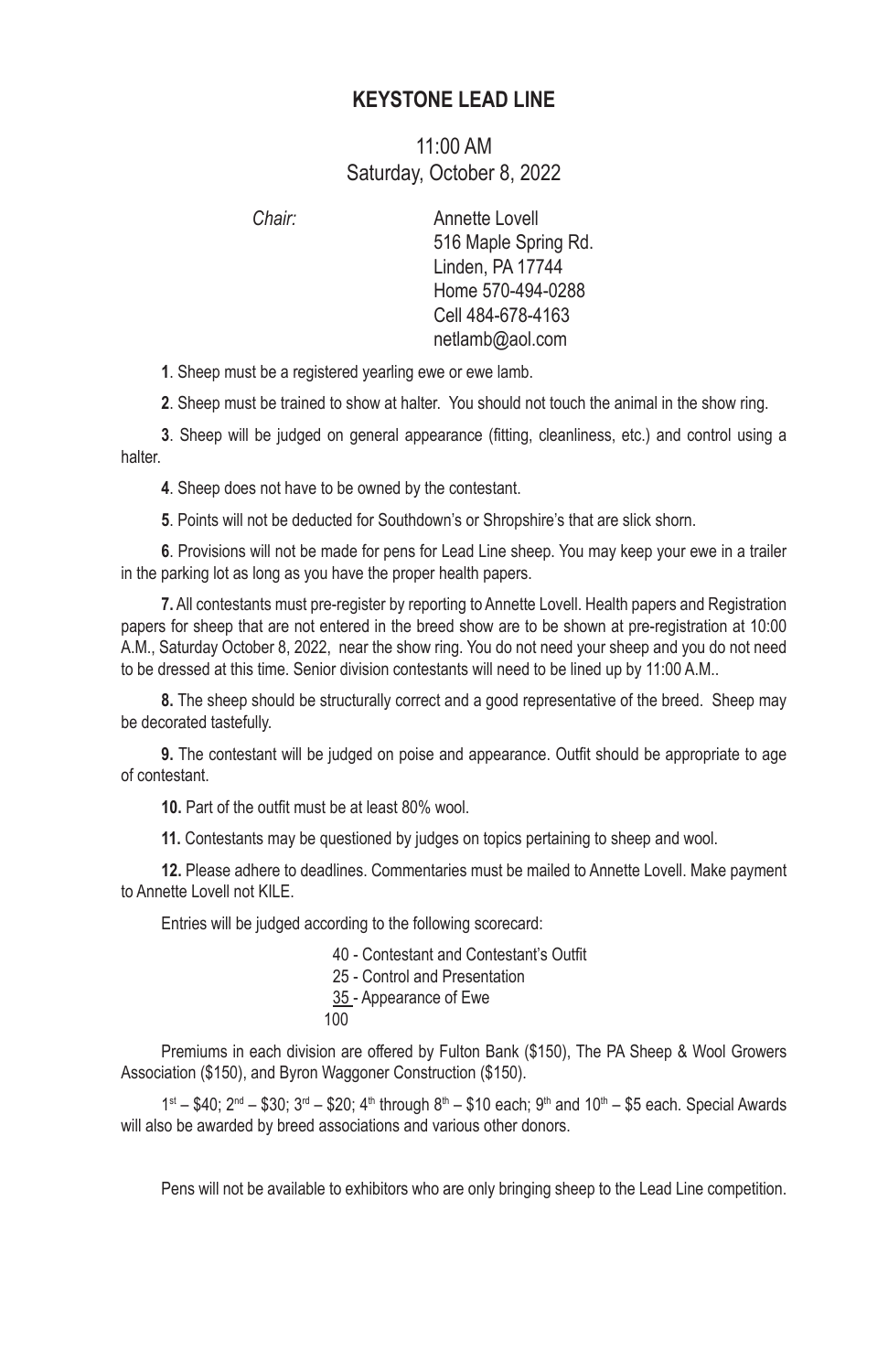# KEYSTONE LEAD LINE

11:00 AM
Saturday, October 8, 2022

*Chair:* Annette Lovell
516 Maple Spring Rd.
Linden, PA 17744
Home 570-494-0288
Cell 484-678-4163
netlamb@aol.com

**1**. Sheep must be a registered yearling ewe or ewe lamb.

**2**. Sheep must be trained to show at halter. You should not touch the animal in the show ring.

**3**. Sheep will be judged on general appearance (fitting, cleanliness, etc.) and control using a halter.

**4**. Sheep does not have to be owned by the contestant.

**5**. Points will not be deducted for Southdown's or Shropshire's that are slick shorn.

**6**. Provisions will not be made for pens for Lead Line sheep. You may keep your ewe in a trailer in the parking lot as long as you have the proper health papers.

**7.** All contestants must pre-register by reporting to Annette Lovell. Health papers and Registration papers for sheep that are not entered in the breed show are to be shown at pre-registration at 10:00 A.M., Saturday October 8, 2022, near the show ring. You do not need your sheep and you do not need to be dressed at this time. Senior division contestants will need to be lined up by 11:00 A.M..

**8.** The sheep should be structurally correct and a good representative of the breed. Sheep may be decorated tastefully.

**9.** The contestant will be judged on poise and appearance. Outfit should be appropriate to age of contestant.

**10.** Part of the outfit must be at least 80% wool.

**11.** Contestants may be questioned by judges on topics pertaining to sheep and wool.

**12.** Please adhere to deadlines. Commentaries must be mailed to Annette Lovell. Make payment to Annette Lovell not KILE.

Entries will be judged according to the following scorecard:

40 - Contestant and Contestant's Outfit
25 - Control and Presentation
35 - Appearance of Ewe
100

Premiums in each division are offered by Fulton Bank ($150), The PA Sheep & Wool Growers Association ($150), and Byron Waggoner Construction ($150).

1st – $40; 2nd – $30; 3rd – $20; 4th through 8th – $10 each; 9th and 10th – $5 each. Special Awards will also be awarded by breed associations and various other donors.

Pens will not be available to exhibitors who are only bringing sheep to the Lead Line competition.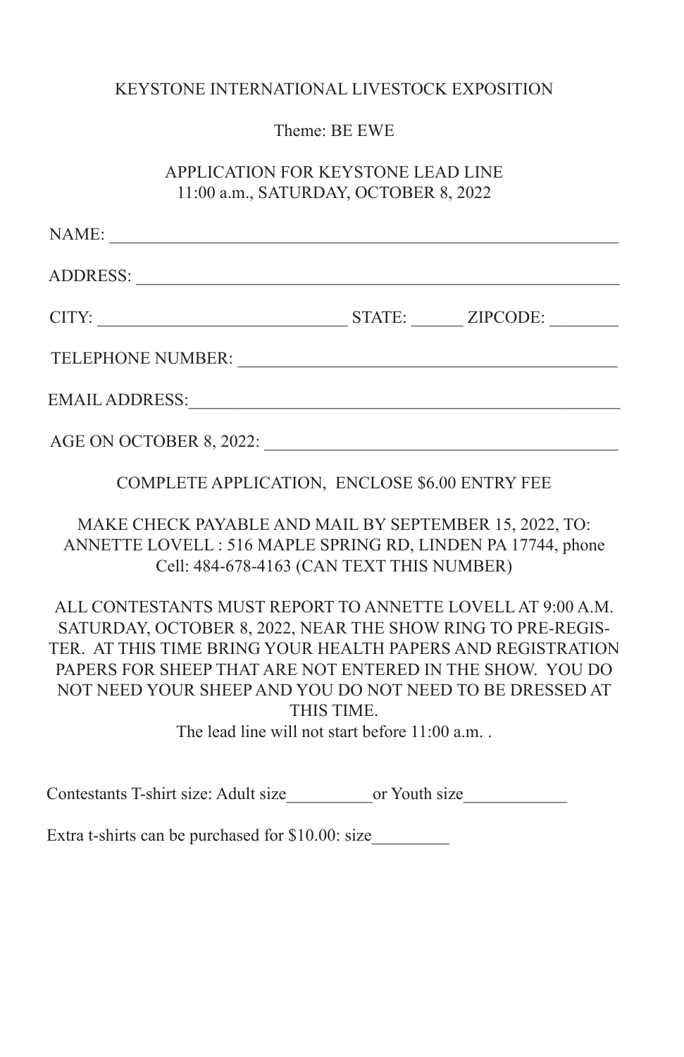KEYSTONE INTERNATIONAL LIVESTOCK EXPOSITION

Theme: BE EWE

APPLICATION FOR KEYSTONE LEAD LINE
11:00 a.m., SATURDAY, OCTOBER 8, 2022

NAME: ___________________________________________________________

ADDRESS: _________________________________________________________

CITY: ____________________________ STATE: ______ ZIPCODE: ________

TELEPHONE NUMBER: ___________________________________________

EMAIL ADDRESS:_______________________________________________

AGE ON OCTOBER 8, 2022: ________________________________________

COMPLETE APPLICATION, ENCLOSE $6.00 ENTRY FEE

MAKE CHECK PAYABLE AND MAIL BY SEPTEMBER 15, 2022, TO:
ANNETTE LOVELL : 516 MAPLE SPRING RD, LINDEN PA 17744, phone
Cell: 484-678-4163 (CAN TEXT THIS NUMBER)

ALL CONTESTANTS MUST REPORT TO ANNETTE LOVELL AT 9:00 A.M. SATURDAY, OCTOBER 8, 2022, NEAR THE SHOW RING TO PRE-REGISTER. AT THIS TIME BRING YOUR HEALTH PAPERS AND REGISTRATION PAPERS FOR SHEEP THAT ARE NOT ENTERED IN THE SHOW. YOU DO NOT NEED YOUR SHEEP AND YOU DO NOT NEED TO BE DRESSED AT THIS TIME.
The lead line will not start before 11:00 a.m. .

Contestants T-shirt size: Adult size__________or Youth size____________

Extra t-shirts can be purchased for $10.00: size_________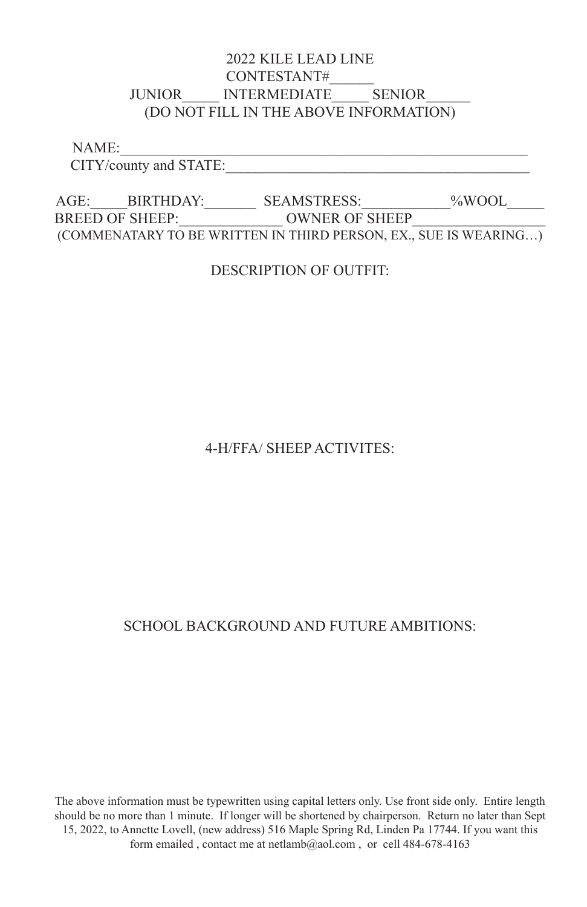2022 KILE LEAD LINE

CONTESTANT#______

JUNIOR_____ INTERMEDIATE_____ SENIOR______

(DO NOT FILL IN THE ABOVE INFORMATION)

NAME:_________________________________________________________

CITY/county and STATE:__________________________________________

AGE:_____BIRTHDAY:_______ SEAMSTRESS:___________%WOOL_____

BREED OF SHEEP:______________ OWNER OF SHEEP_________________

(COMMENATARY TO BE WRITTEN IN THIRD PERSON, EX., SUE IS WEARING…)

DESCRIPTION OF OUTFIT:

4-H/FFA/ SHEEP ACTIVITES:

SCHOOL BACKGROUND AND FUTURE AMBITIONS:

The above information must be typewritten using capital letters only. Use front side only. Entire length should be no more than 1 minute. If longer will be shortened by chairperson. Return no later than Sept 15, 2022, to Annette Lovell, (new address) 516 Maple Spring Rd, Linden Pa 17744. If you want this form emailed , contact me at netlamb@aol.com , or cell 484-678-4163